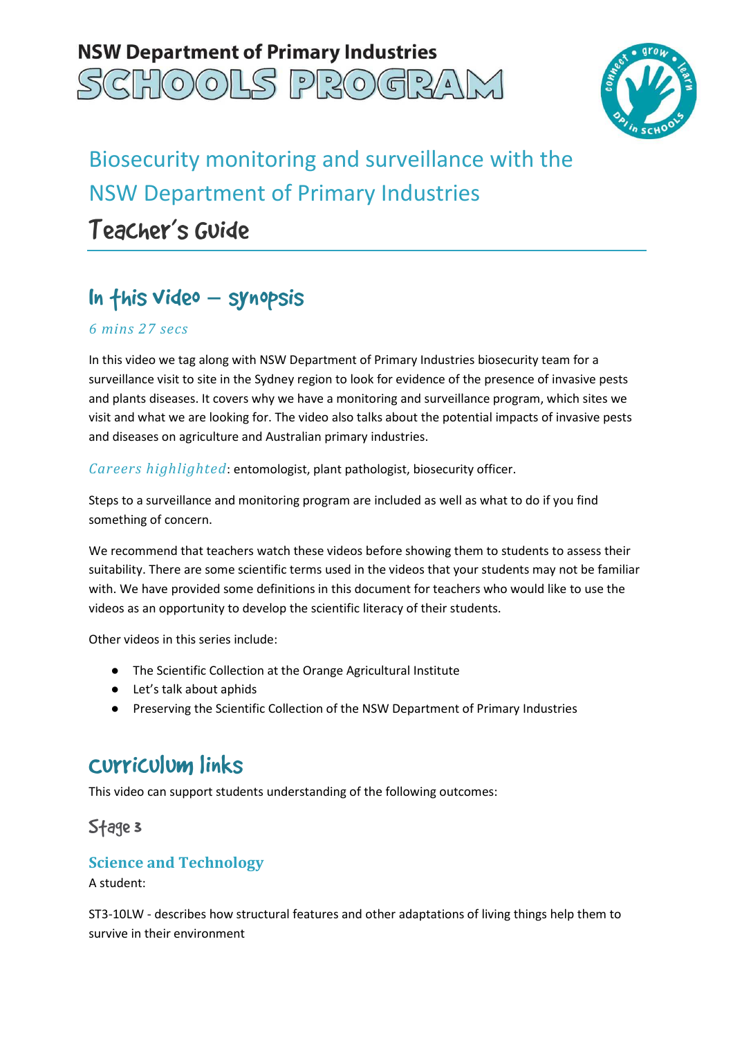# NSW Department of Primary Industries SCHOOLS PROGRAM

## Biosecurity monitoring and surveillance with the NSW Department of Primary Industries

## Teacher's Guide

## In this video – synopsis

*6 mins 27 secs*

In this video we tag along with NSW Department of Primary Industries biosecurity team for a surveillance visit to site in the Sydney region to look for evidence of the presence of invasive pests and plants diseases. It covers why we have a monitoring and surveillance program, which sites we visit and what we are looking for. The video also talks about the potential impacts of invasive pests and diseases on agriculture and Australian primary industries.

*Careers highlighted*: entomologist, plant pathologist, biosecurity officer.

Steps to a surveillance and monitoring program are included as well as what to do if you find something of concern.

We recommend that teachers watch these videos before showing them to students to assess their suitability. There are some scientific terms used in the videos that your students may not be familiar with. We have provided some definitions in this document for teachers who would like to use the videos as an opportunity to develop the scientific literacy of their students.

Other videos in this series include:

- The Scientific Collection at the Orange Agricultural Institute
- Let's talk about aphids
- Preserving the Scientific Collection of the NSW Department of Primary Industries

## Curriculum links

This video can support students understanding of the following outcomes:

### Stage 3

#### Science and Technology

A student:

ST3-10LW - describes how structural features and other adaptations of living things help them to survive in their environment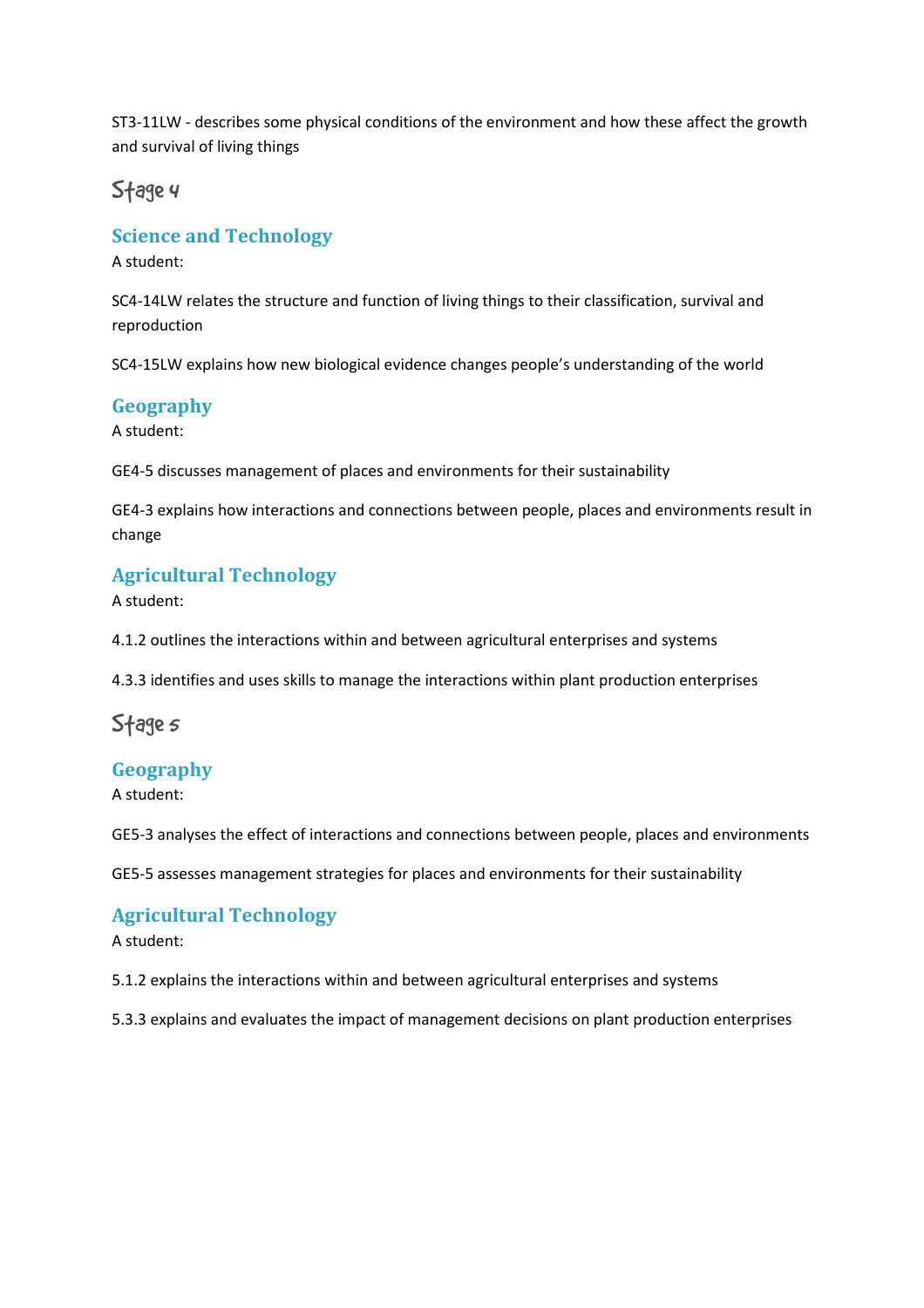ST3-11LW - describes some physical conditions of the environment and how these affect the growth and survival of living things

## Stage 4

### Science and Technology

A student:

SC4-14LW relates the structure and function of living things to their classification, survival and reproduction

SC4-15LW explains how new biological evidence changes people's understanding of the world

### Geography

A student:

GE4-5 discusses management of places and environments for their sustainability

GE4-3 explains how interactions and connections between people, places and environments result in change

### Agricultural Technology

A student:

4.1.2 outlines the interactions within and between agricultural enterprises and systems

4.3.3 identifies and uses skills to manage the interactions within plant production enterprises

## Stage 5

### Geography

A student:

GE5-3 analyses the effect of interactions and connections between people, places and environments

GE5-5 assesses management strategies for places and environments for their sustainability

### Agricultural Technology

A student:

5.1.2 explains the interactions within and between agricultural enterprises and systems

5.3.3 explains and evaluates the impact of management decisions on plant production enterprises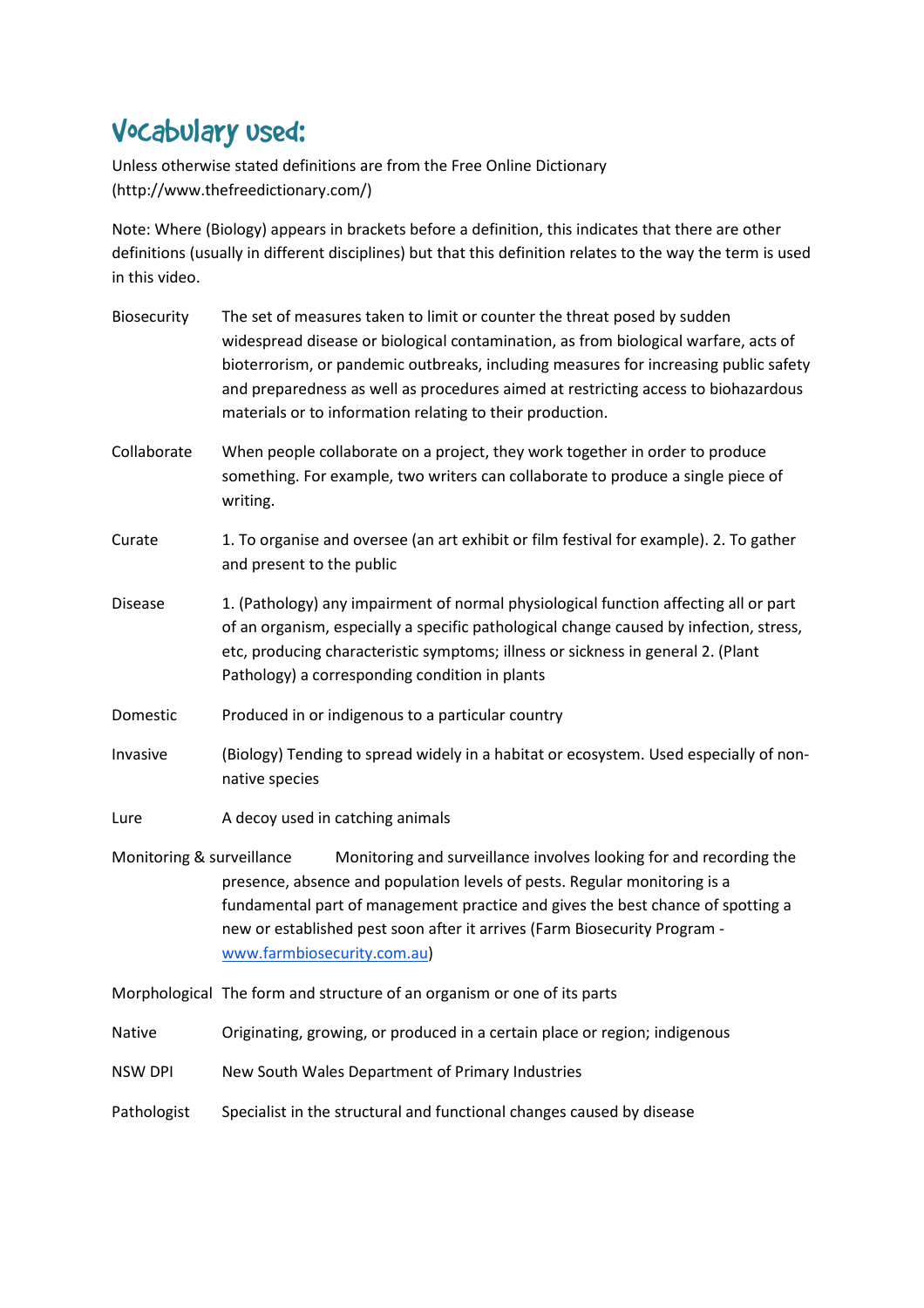## Vocabulary used:

Unless otherwise stated definitions are from the Free Online Dictionary (http://www.thefreedictionary.com/)

Note: Where (Biology) appears in brackets before a definition, this indicates that there are other definitions (usually in different disciplines) but that this definition relates to the way the term is used in this video.

| | |
|---|---|
| Biosecurity | The set of measures taken to limit or counter the threat posed by sudden widespread disease or biological contamination, as from biological warfare, acts of bioterrorism, or pandemic outbreaks, including measures for increasing public safety and preparedness as well as procedures aimed at restricting access to biohazardous materials or to information relating to their production. |
| Collaborate | When people collaborate on a project, they work together in order to produce something. For example, two writers can collaborate to produce a single piece of writing. |
| Curate | 1. To organise and oversee (an art exhibit or film festival for example). 2. To gather and present to the public |
| Disease | 1. (Pathology) any impairment of normal physiological function affecting all or part of an organism, especially a specific pathological change caused by infection, stress, etc, producing characteristic symptoms; illness or sickness in general 2. (Plant Pathology) a corresponding condition in plants |
| Domestic | Produced in or indigenous to a particular country |
| Invasive | (Biology) Tending to spread widely in a habitat or ecosystem. Used especially of non-native species |
| Lure | A decoy used in catching animals |
| Monitoring & surveillance | Monitoring and surveillance involves looking for and recording the presence, absence and population levels of pests. Regular monitoring is a fundamental part of management practice and gives the best chance of spotting a new or established pest soon after it arrives (Farm Biosecurity Program - www.farmbiosecurity.com.au) |
| Morphological | The form and structure of an organism or one of its parts |
| Native | Originating, growing, or produced in a certain place or region; indigenous |
| NSW DPI | New South Wales Department of Primary Industries |
| Pathologist | Specialist in the structural and functional changes caused by disease |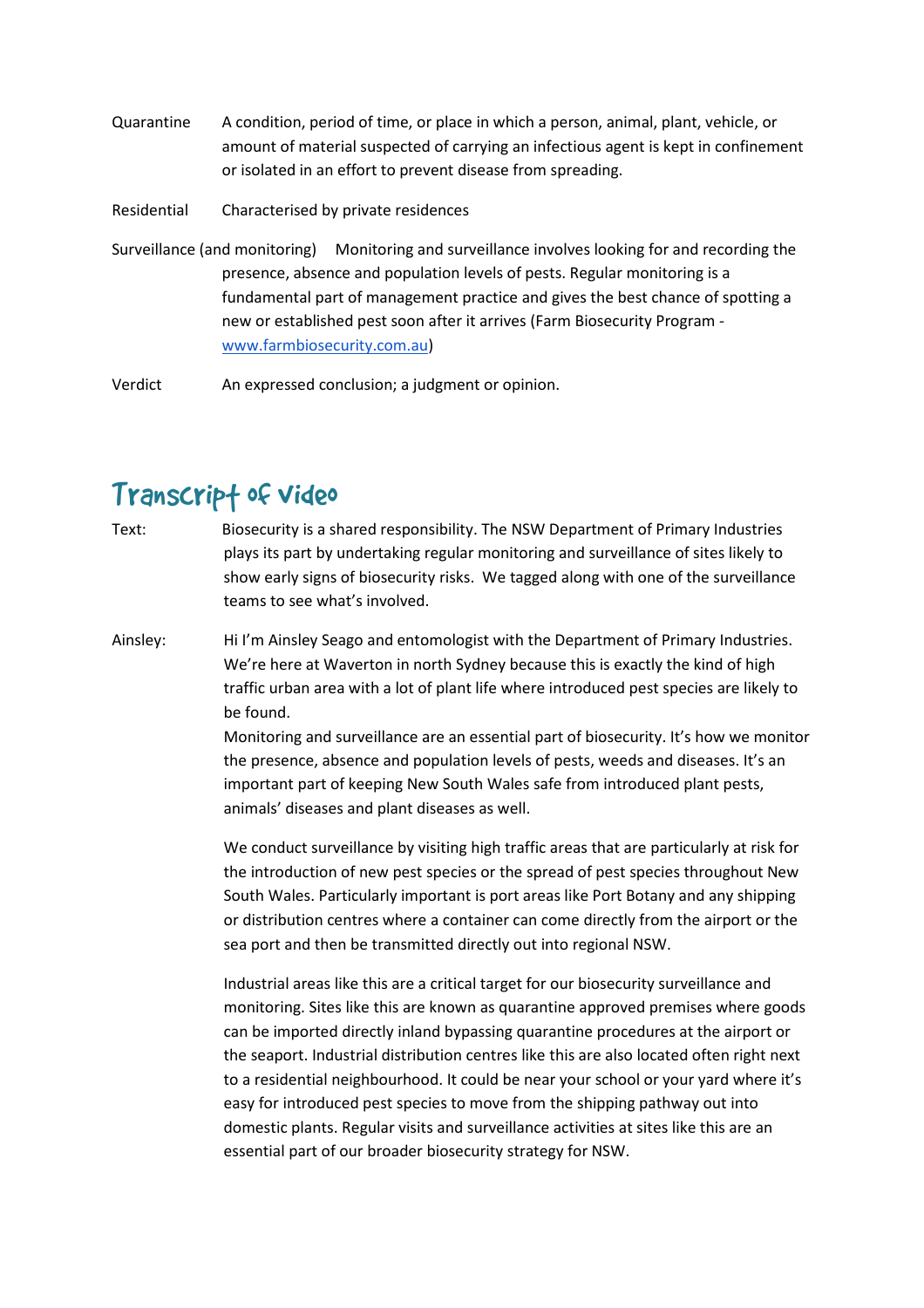Quarantine A condition, period of time, or place in which a person, animal, plant, vehicle, or amount of material suspected of carrying an infectious agent is kept in confinement or isolated in an effort to prevent disease from spreading.

Residential Characterised by private residences

Surveillance (and monitoring) Monitoring and surveillance involves looking for and recording the presence, absence and population levels of pests. Regular monitoring is a fundamental part of management practice and gives the best chance of spotting a new or established pest soon after it arrives (Farm Biosecurity Program - [www.farmbiosecurity.com.au](http://www.farmbiosecurity.com.au))

Verdict An expressed conclusion; a judgment or opinion.

# Transcript of video

Text: Biosecurity is a shared responsibility. The NSW Department of Primary Industries plays its part by undertaking regular monitoring and surveillance of sites likely to show early signs of biosecurity risks. We tagged along with one of the surveillance teams to see what's involved.

Ainsley: Hi I'm Ainsley Seago and entomologist with the Department of Primary Industries. We're here at Waverton in north Sydney because this is exactly the kind of high traffic urban area with a lot of plant life where introduced pest species are likely to be found.

Monitoring and surveillance are an essential part of biosecurity. It's how we monitor the presence, absence and population levels of pests, weeds and diseases. It's an important part of keeping New South Wales safe from introduced plant pests, animals' diseases and plant diseases as well.

We conduct surveillance by visiting high traffic areas that are particularly at risk for the introduction of new pest species or the spread of pest species throughout New South Wales. Particularly important is port areas like Port Botany and any shipping or distribution centres where a container can come directly from the airport or the sea port and then be transmitted directly out into regional NSW.

Industrial areas like this are a critical target for our biosecurity surveillance and monitoring. Sites like this are known as quarantine approved premises where goods can be imported directly inland bypassing quarantine procedures at the airport or the seaport. Industrial distribution centres like this are also located often right next to a residential neighbourhood. It could be near your school or your yard where it's easy for introduced pest species to move from the shipping pathway out into domestic plants. Regular visits and surveillance activities at sites like this are an essential part of our broader biosecurity strategy for NSW.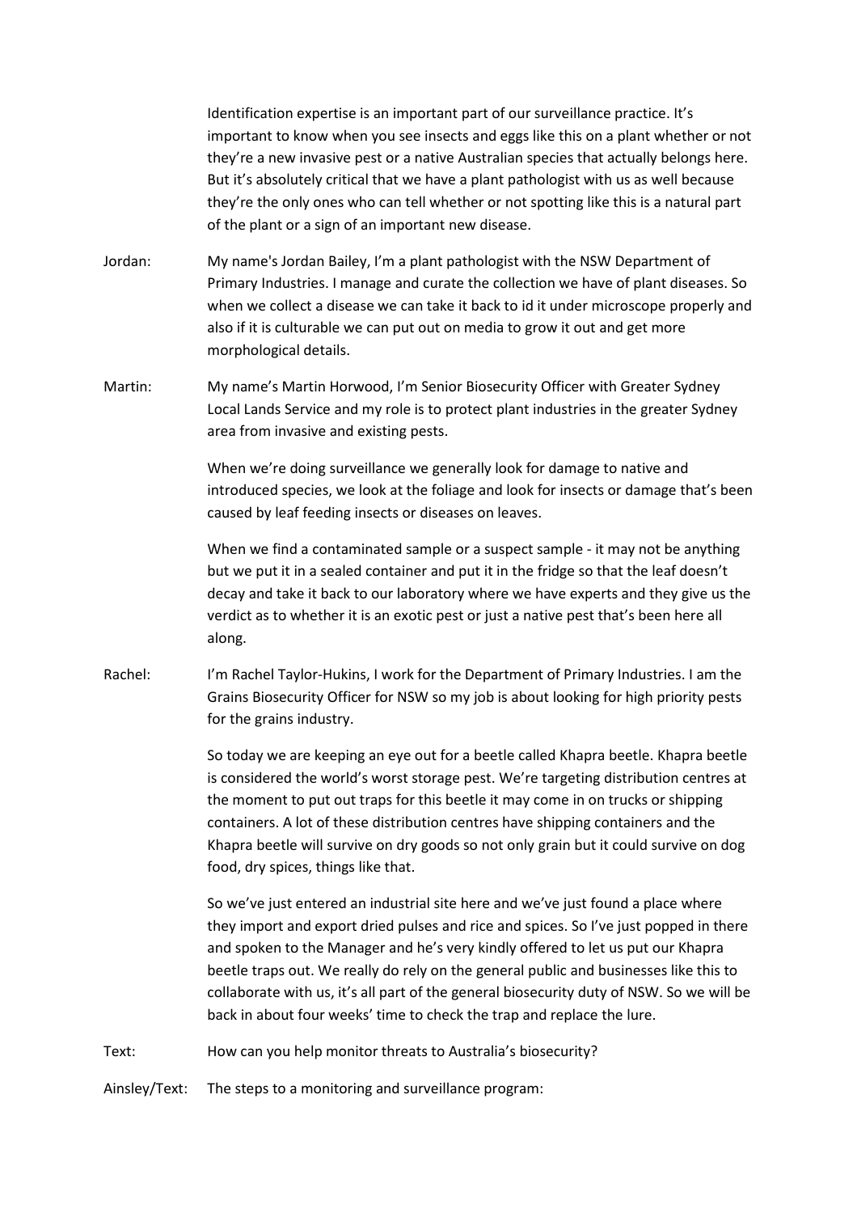Identification expertise is an important part of our surveillance practice. It's important to know when you see insects and eggs like this on a plant whether or not they're a new invasive pest or a native Australian species that actually belongs here. But it's absolutely critical that we have a plant pathologist with us as well because they're the only ones who can tell whether or not spotting like this is a natural part of the plant or a sign of an important new disease.

Jordan: My name's Jordan Bailey, I'm a plant pathologist with the NSW Department of Primary Industries. I manage and curate the collection we have of plant diseases. So when we collect a disease we can take it back to id it under microscope properly and also if it is culturable we can put out on media to grow it out and get more morphological details.

Martin: My name's Martin Horwood, I'm Senior Biosecurity Officer with Greater Sydney Local Lands Service and my role is to protect plant industries in the greater Sydney area from invasive and existing pests.

When we're doing surveillance we generally look for damage to native and introduced species, we look at the foliage and look for insects or damage that's been caused by leaf feeding insects or diseases on leaves.

When we find a contaminated sample or a suspect sample - it may not be anything but we put it in a sealed container and put it in the fridge so that the leaf doesn't decay and take it back to our laboratory where we have experts and they give us the verdict as to whether it is an exotic pest or just a native pest that's been here all along.

Rachel: I'm Rachel Taylor-Hukins, I work for the Department of Primary Industries. I am the Grains Biosecurity Officer for NSW so my job is about looking for high priority pests for the grains industry.

So today we are keeping an eye out for a beetle called Khapra beetle. Khapra beetle is considered the world's worst storage pest. We're targeting distribution centres at the moment to put out traps for this beetle it may come in on trucks or shipping containers. A lot of these distribution centres have shipping containers and the Khapra beetle will survive on dry goods so not only grain but it could survive on dog food, dry spices, things like that.

So we've just entered an industrial site here and we've just found a place where they import and export dried pulses and rice and spices. So I've just popped in there and spoken to the Manager and he's very kindly offered to let us put our Khapra beetle traps out. We really do rely on the general public and businesses like this to collaborate with us, it's all part of the general biosecurity duty of NSW. So we will be back in about four weeks' time to check the trap and replace the lure.

Text: How can you help monitor threats to Australia's biosecurity?

Ainsley/Text: The steps to a monitoring and surveillance program: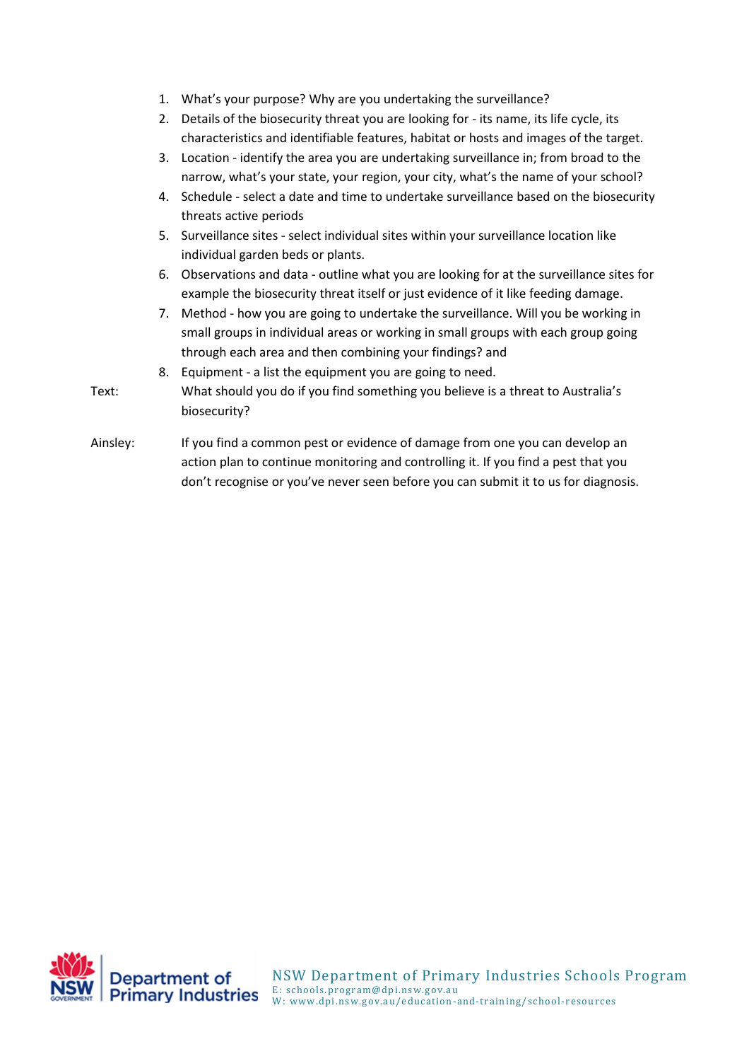1. What's your purpose? Why are you undertaking the surveillance?
2. Details of the biosecurity threat you are looking for - its name, its life cycle, its characteristics and identifiable features, habitat or hosts and images of the target.
3. Location - identify the area you are undertaking surveillance in; from broad to the narrow, what's your state, your region, your city, what's the name of your school?
4. Schedule - select a date and time to undertake surveillance based on the biosecurity threats active periods
5. Surveillance sites - select individual sites within your surveillance location like individual garden beds or plants.
6. Observations and data - outline what you are looking for at the surveillance sites for example the biosecurity threat itself or just evidence of it like feeding damage.
7. Method - how you are going to undertake the surveillance. Will you be working in small groups in individual areas or working in small groups with each group going through each area and then combining your findings? and
8. Equipment - a list the equipment you are going to need.

Text: What should you do if you find something you believe is a threat to Australia's biosecurity?

Ainsley: If you find a common pest or evidence of damage from one you can develop an action plan to continue monitoring and controlling it. If you find a pest that you don't recognise or you've never seen before you can submit it to us for diagnosis.

NSW Department of Primary Industries Schools Program
E: schools.program@dpi.nsw.gov.au
W: www.dpi.nsw.gov.au/education-and-training/school-resources